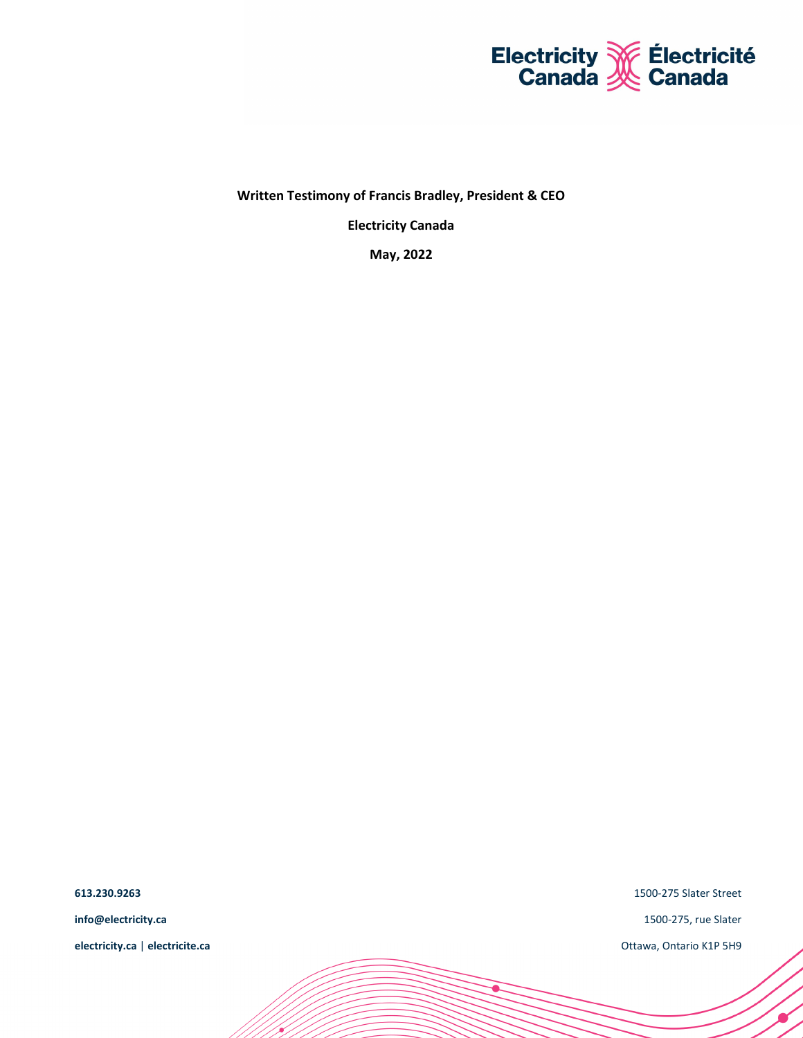**Written Testimony of Francis Bradley, President & CEO**

**Electricity Canada**

**May, 2022**

**613.230.9263**

**info@electricity.ca**

**electricity.ca** | **electricite.ca**

1500-275 Slater Street

1500-275, rue Slater

Ottawa, Ontario K1P 5H9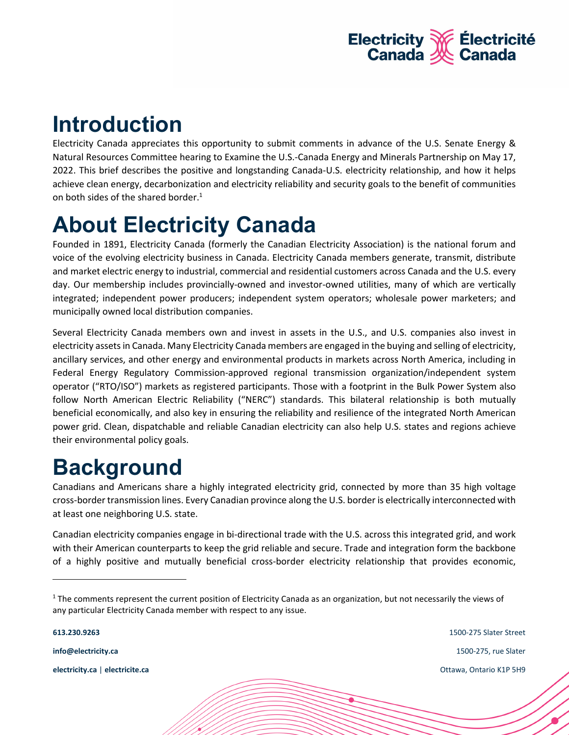# Introduction

Electricity Canada appreciates this opportunity to submit comments in advance of the U.S. Senate Energy & Natural Resources Committee hearing to Examine the U.S.-Canada Energy and Minerals Partnership on May 17, 2022. This brief describes the positive and longstanding Canada-U.S. electricity relationship, and how it helps achieve clean energy, decarbonization and electricity reliability and security goals to the benefit of communities on both sides of the shared border.[1]

# About Electricity Canada

Founded in 1891, Electricity Canada (formerly the Canadian Electricity Association) is the national forum and voice of the evolving electricity business in Canada. Electricity Canada members generate, transmit, distribute and market electric energy to industrial, commercial and residential customers across Canada and the U.S. every day. Our membership includes provincially-owned and investor-owned utilities, many of which are vertically integrated; independent power producers; independent system operators; wholesale power marketers; and municipally owned local distribution companies.

Several Electricity Canada members own and invest in assets in the U.S., and U.S. companies also invest in electricity assets in Canada. Many Electricity Canada members are engaged in the buying and selling of electricity, ancillary services, and other energy and environmental products in markets across North America, including in Federal Energy Regulatory Commission-approved regional transmission organization/independent system operator ("RTO/ISO") markets as registered participants. Those with a footprint in the Bulk Power System also follow North American Electric Reliability ("NERC") standards. This bilateral relationship is both mutually beneficial economically, and also key in ensuring the reliability and resilience of the integrated North American power grid. Clean, dispatchable and reliable Canadian electricity can also help U.S. states and regions achieve their environmental policy goals.

# Background

Canadians and Americans share a highly integrated electricity grid, connected by more than 35 high voltage cross-border transmission lines. Every Canadian province along the U.S. border is electrically interconnected with at least one neighboring U.S. state.

Canadian electricity companies engage in bi-directional trade with the U.S. across this integrated grid, and work with their American counterparts to keep the grid reliable and secure. Trade and integration form the backbone of a highly positive and mutually beneficial cross-border electricity relationship that provides economic,

---

[1] The comments represent the current position of Electricity Canada as an organization, but not necessarily the views of any particular Electricity Canada member with respect to any issue.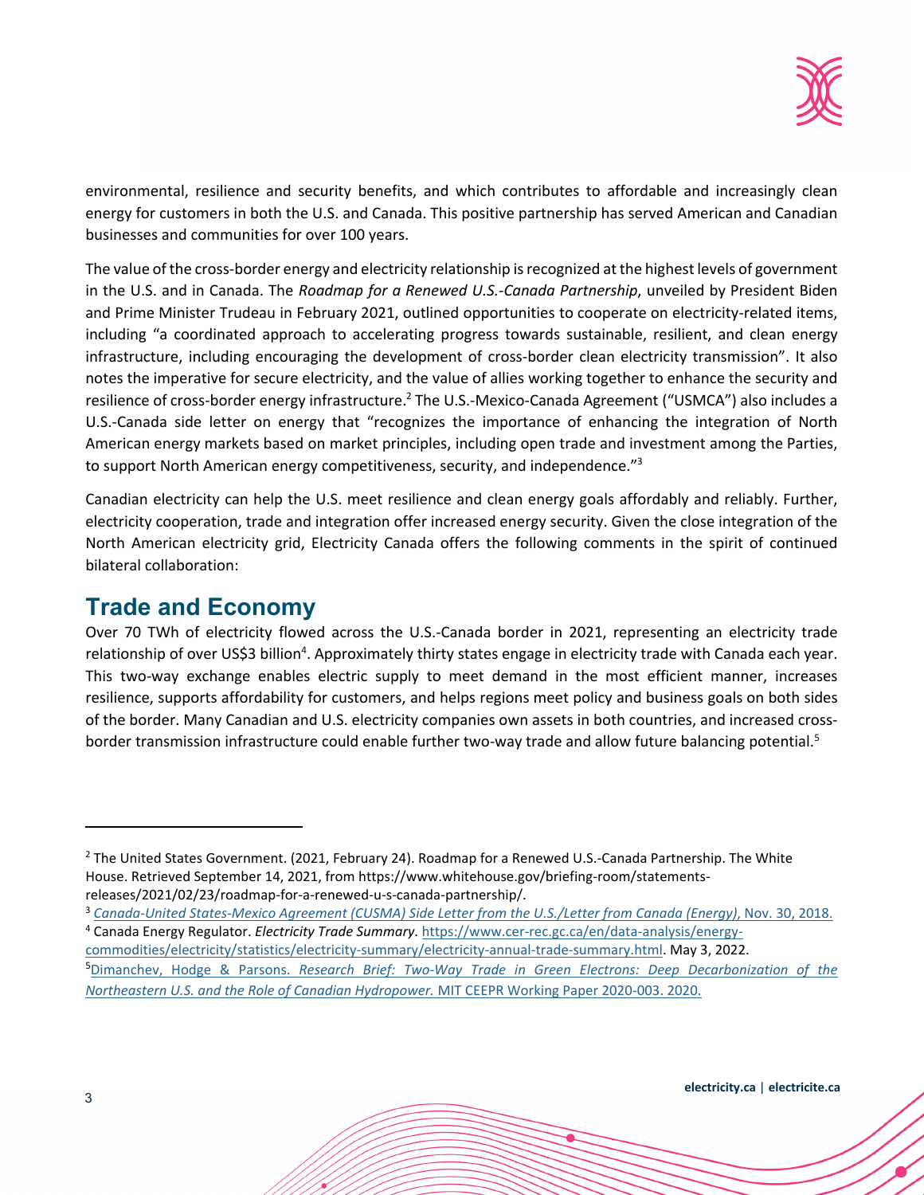environmental, resilience and security benefits, and which contributes to affordable and increasingly clean energy for customers in both the U.S. and Canada. This positive partnership has served American and Canadian businesses and communities for over 100 years.

The value of the cross-border energy and electricity relationship is recognized at the highest levels of government in the U.S. and in Canada. The *Roadmap for a Renewed U.S.-Canada Partnership*, unveiled by President Biden and Prime Minister Trudeau in February 2021, outlined opportunities to cooperate on electricity-related items, including "a coordinated approach to accelerating progress towards sustainable, resilient, and clean energy infrastructure, including encouraging the development of cross-border clean electricity transmission". It also notes the imperative for secure electricity, and the value of allies working together to enhance the security and resilience of cross-border energy infrastructure.[2] The U.S.-Mexico-Canada Agreement ("USMCA") also includes a U.S.-Canada side letter on energy that "recognizes the importance of enhancing the integration of North American energy markets based on market principles, including open trade and investment among the Parties, to support North American energy competitiveness, security, and independence."[3]

Canadian electricity can help the U.S. meet resilience and clean energy goals affordably and reliably. Further, electricity cooperation, trade and integration offer increased energy security. Given the close integration of the North American electricity grid, Electricity Canada offers the following comments in the spirit of continued bilateral collaboration:

## Trade and Economy

Over 70 TWh of electricity flowed across the U.S.-Canada border in 2021, representing an electricity trade relationship of over US$3 billion[4]. Approximately thirty states engage in electricity trade with Canada each year. This two-way exchange enables electric supply to meet demand in the most efficient manner, increases resilience, supports affordability for customers, and helps regions meet policy and business goals on both sides of the border. Many Canadian and U.S. electricity companies own assets in both countries, and increased cross-border transmission infrastructure could enable further two-way trade and allow future balancing potential.[5]

---

[2] The United States Government. (2021, February 24). Roadmap for a Renewed U.S.-Canada Partnership. The White House. Retrieved September 14, 2021, from https://www.whitehouse.gov/briefing-room/statements-releases/2021/02/23/roadmap-for-a-renewed-u-s-canada-partnership/.

[3] *Canada-United States-Mexico Agreement (CUSMA) Side Letter from the U.S./Letter from Canada (Energy)*, Nov. 30, 2018.

[4] Canada Energy Regulator. *Electricity Trade Summary*. https://www.cer-rec.gc.ca/en/data-analysis/energy-commodities/electricity/statistics/electricity-summary/electricity-annual-trade-summary.html. May 3, 2022.

[5] Dimanchev, Hodge & Parsons. *Research Brief: Two-Way Trade in Green Electrons: Deep Decarbonization of the Northeastern U.S. and the Role of Canadian Hydropower.* MIT CEEPR Working Paper 2020-003. 2020.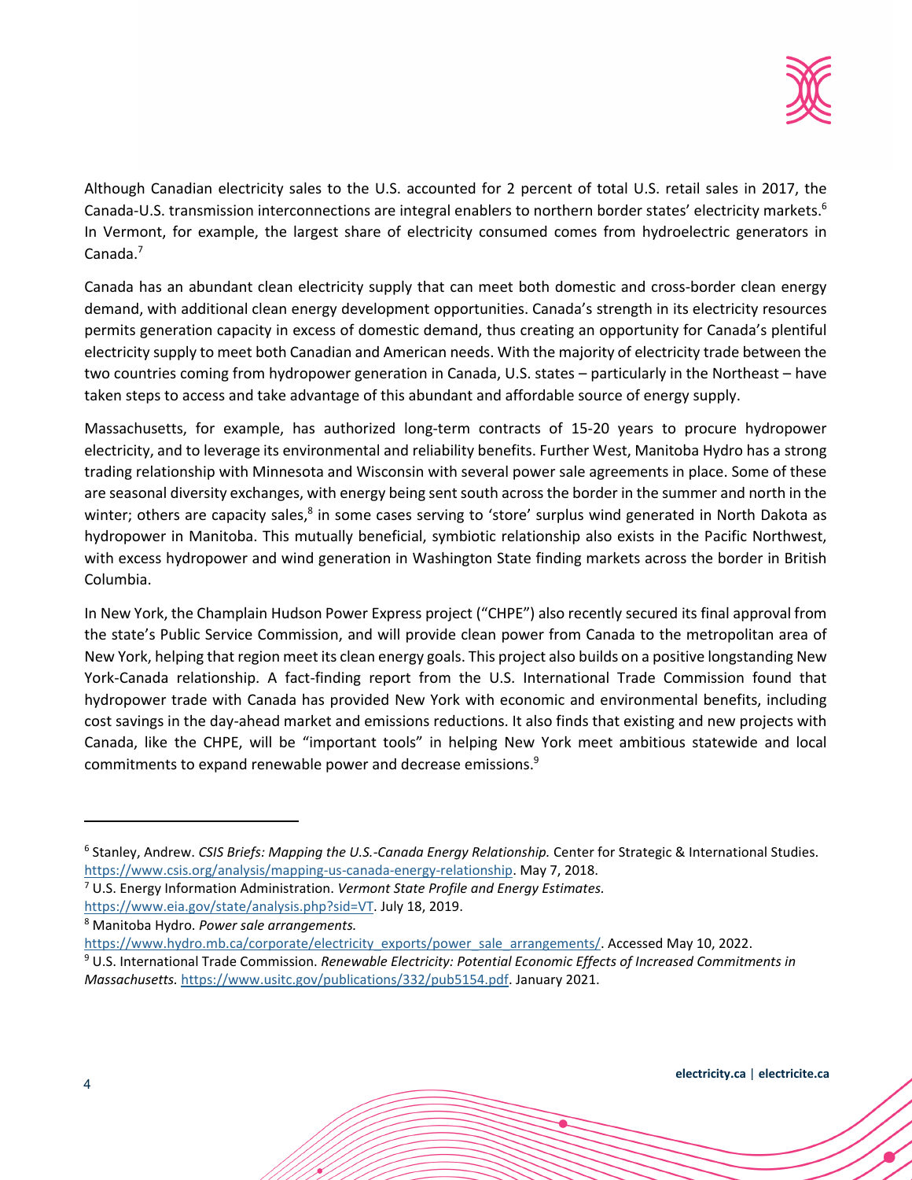Although Canadian electricity sales to the U.S. accounted for 2 percent of total U.S. retail sales in 2017, the Canada-U.S. transmission interconnections are integral enablers to northern border states' electricity markets.[6] In Vermont, for example, the largest share of electricity consumed comes from hydroelectric generators in Canada.[7]

Canada has an abundant clean electricity supply that can meet both domestic and cross-border clean energy demand, with additional clean energy development opportunities. Canada's strength in its electricity resources permits generation capacity in excess of domestic demand, thus creating an opportunity for Canada's plentiful electricity supply to meet both Canadian and American needs. With the majority of electricity trade between the two countries coming from hydropower generation in Canada, U.S. states – particularly in the Northeast – have taken steps to access and take advantage of this abundant and affordable source of energy supply.

Massachusetts, for example, has authorized long-term contracts of 15-20 years to procure hydropower electricity, and to leverage its environmental and reliability benefits. Further West, Manitoba Hydro has a strong trading relationship with Minnesota and Wisconsin with several power sale agreements in place. Some of these are seasonal diversity exchanges, with energy being sent south across the border in the summer and north in the winter; others are capacity sales,[8] in some cases serving to 'store' surplus wind generated in North Dakota as hydropower in Manitoba. This mutually beneficial, symbiotic relationship also exists in the Pacific Northwest, with excess hydropower and wind generation in Washington State finding markets across the border in British Columbia.

In New York, the Champlain Hudson Power Express project ("CHPE") also recently secured its final approval from the state's Public Service Commission, and will provide clean power from Canada to the metropolitan area of New York, helping that region meet its clean energy goals. This project also builds on a positive longstanding New York-Canada relationship. A fact-finding report from the U.S. International Trade Commission found that hydropower trade with Canada has provided New York with economic and environmental benefits, including cost savings in the day-ahead market and emissions reductions. It also finds that existing and new projects with Canada, like the CHPE, will be "important tools" in helping New York meet ambitious statewide and local commitments to expand renewable power and decrease emissions.[9]

---

[6] Stanley, Andrew. *CSIS Briefs: Mapping the U.S.-Canada Energy Relationship.* Center for Strategic & International Studies. https://www.csis.org/analysis/mapping-us-canada-energy-relationship. May 7, 2018.

[7] U.S. Energy Information Administration. *Vermont State Profile and Energy Estimates.* https://www.eia.gov/state/analysis.php?sid=VT. July 18, 2019.

[8] Manitoba Hydro. *Power sale arrangements.* https://www.hydro.mb.ca/corporate/electricity_exports/power_sale_arrangements/. Accessed May 10, 2022.

[9] U.S. International Trade Commission. *Renewable Electricity: Potential Economic Effects of Increased Commitments in Massachusetts.* https://www.usitc.gov/publications/332/pub5154.pdf. January 2021.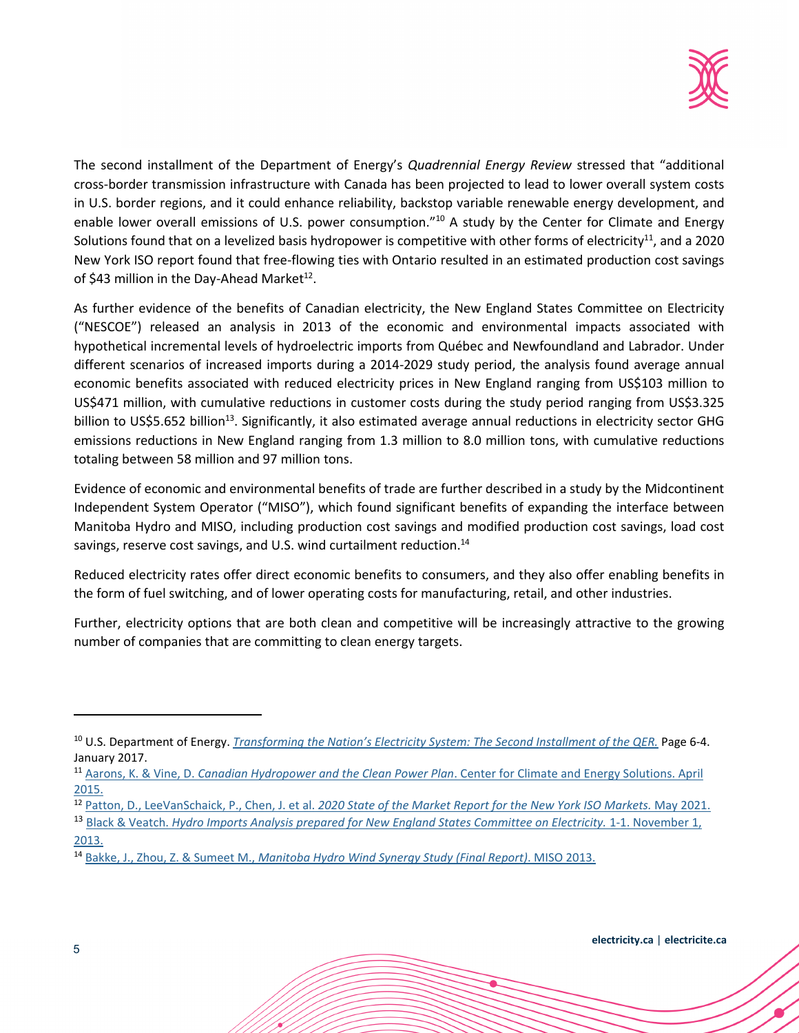The second installment of the Department of Energy's *Quadrennial Energy Review* stressed that "additional cross-border transmission infrastructure with Canada has been projected to lead to lower overall system costs in U.S. border regions, and it could enhance reliability, backstop variable renewable energy development, and enable lower overall emissions of U.S. power consumption."[10] A study by the Center for Climate and Energy Solutions found that on a levelized basis hydropower is competitive with other forms of electricity[11], and a 2020 New York ISO report found that free-flowing ties with Ontario resulted in an estimated production cost savings of $43 million in the Day-Ahead Market[12].

As further evidence of the benefits of Canadian electricity, the New England States Committee on Electricity ("NESCOE") released an analysis in 2013 of the economic and environmental impacts associated with hypothetical incremental levels of hydroelectric imports from Québec and Newfoundland and Labrador. Under different scenarios of increased imports during a 2014-2029 study period, the analysis found average annual economic benefits associated with reduced electricity prices in New England ranging from US$103 million to US$471 million, with cumulative reductions in customer costs during the study period ranging from US$3.325 billion to US$5.652 billion[13]. Significantly, it also estimated average annual reductions in electricity sector GHG emissions reductions in New England ranging from 1.3 million to 8.0 million tons, with cumulative reductions totaling between 58 million and 97 million tons.

Evidence of economic and environmental benefits of trade are further described in a study by the Midcontinent Independent System Operator ("MISO"), which found significant benefits of expanding the interface between Manitoba Hydro and MISO, including production cost savings and modified production cost savings, load cost savings, reserve cost savings, and U.S. wind curtailment reduction.[14]

Reduced electricity rates offer direct economic benefits to consumers, and they also offer enabling benefits in the form of fuel switching, and of lower operating costs for manufacturing, retail, and other industries.

Further, electricity options that are both clean and competitive will be increasingly attractive to the growing number of companies that are committing to clean energy targets.

---

[10] U.S. Department of Energy. *Transforming the Nation's Electricity System: The Second Installment of the QER.* Page 6-4. January 2017.

[11] Aarons, K. & Vine, D. *Canadian Hydropower and the Clean Power Plan*. Center for Climate and Energy Solutions. April 2015.

[12] Patton, D., LeeVanSchaick, P., Chen, J. et al. *2020 State of the Market Report for the New York ISO Markets.* May 2021.

[13] Black & Veatch. *Hydro Imports Analysis prepared for New England States Committee on Electricity.* 1-1. November 1, 2013.

[14] Bakke, J., Zhou, Z. & Sumeet M., *Manitoba Hydro Wind Synergy Study (Final Report)*. MISO 2013.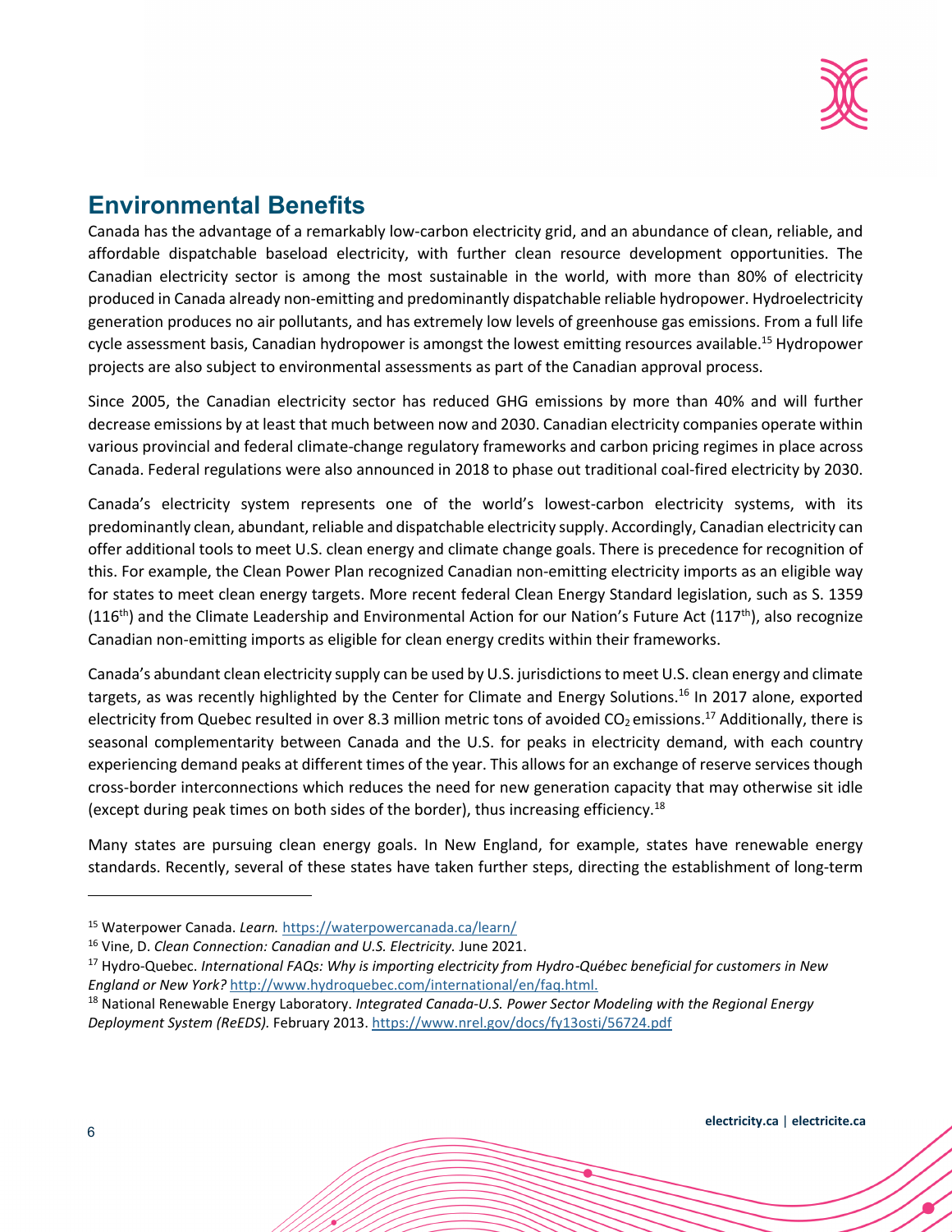## Environmental Benefits

Canada has the advantage of a remarkably low-carbon electricity grid, and an abundance of clean, reliable, and affordable dispatchable baseload electricity, with further clean resource development opportunities. The Canadian electricity sector is among the most sustainable in the world, with more than 80% of electricity produced in Canada already non-emitting and predominantly dispatchable reliable hydropower. Hydroelectricity generation produces no air pollutants, and has extremely low levels of greenhouse gas emissions. From a full life cycle assessment basis, Canadian hydropower is amongst the lowest emitting resources available.[15] Hydropower projects are also subject to environmental assessments as part of the Canadian approval process.

Since 2005, the Canadian electricity sector has reduced GHG emissions by more than 40% and will further decrease emissions by at least that much between now and 2030. Canadian electricity companies operate within various provincial and federal climate-change regulatory frameworks and carbon pricing regimes in place across Canada. Federal regulations were also announced in 2018 to phase out traditional coal-fired electricity by 2030.

Canada's electricity system represents one of the world's lowest-carbon electricity systems, with its predominantly clean, abundant, reliable and dispatchable electricity supply. Accordingly, Canadian electricity can offer additional tools to meet U.S. clean energy and climate change goals. There is precedence for recognition of this. For example, the Clean Power Plan recognized Canadian non-emitting electricity imports as an eligible way for states to meet clean energy targets. More recent federal Clean Energy Standard legislation, such as S. 1359 (116th) and the Climate Leadership and Environmental Action for our Nation's Future Act (117th), also recognize Canadian non-emitting imports as eligible for clean energy credits within their frameworks.

Canada's abundant clean electricity supply can be used by U.S. jurisdictions to meet U.S. clean energy and climate targets, as was recently highlighted by the Center for Climate and Energy Solutions.[16] In 2017 alone, exported electricity from Quebec resulted in over 8.3 million metric tons of avoided $CO_2$ emissions.[17] Additionally, there is seasonal complementarity between Canada and the U.S. for peaks in electricity demand, with each country experiencing demand peaks at different times of the year. This allows for an exchange of reserve services though cross-border interconnections which reduces the need for new generation capacity that may otherwise sit idle (except during peak times on both sides of the border), thus increasing efficiency.[18]

Many states are pursuing clean energy goals. In New England, for example, states have renewable energy standards. Recently, several of these states have taken further steps, directing the establishment of long-term

---

[15] Waterpower Canada. *Learn.* https://waterpowercanada.ca/learn/

[16] Vine, D. *Clean Connection: Canadian and U.S. Electricity.* June 2021.

[17] Hydro-Quebec. *International FAQs: Why is importing electricity from Hydro-Québec beneficial for customers in New England or New York?* http://www.hydroquebec.com/international/en/faq.html.

[18] National Renewable Energy Laboratory. *Integrated Canada-U.S. Power Sector Modeling with the Regional Energy Deployment System (ReEDS).* February 2013. https://www.nrel.gov/docs/fy13osti/56724.pdf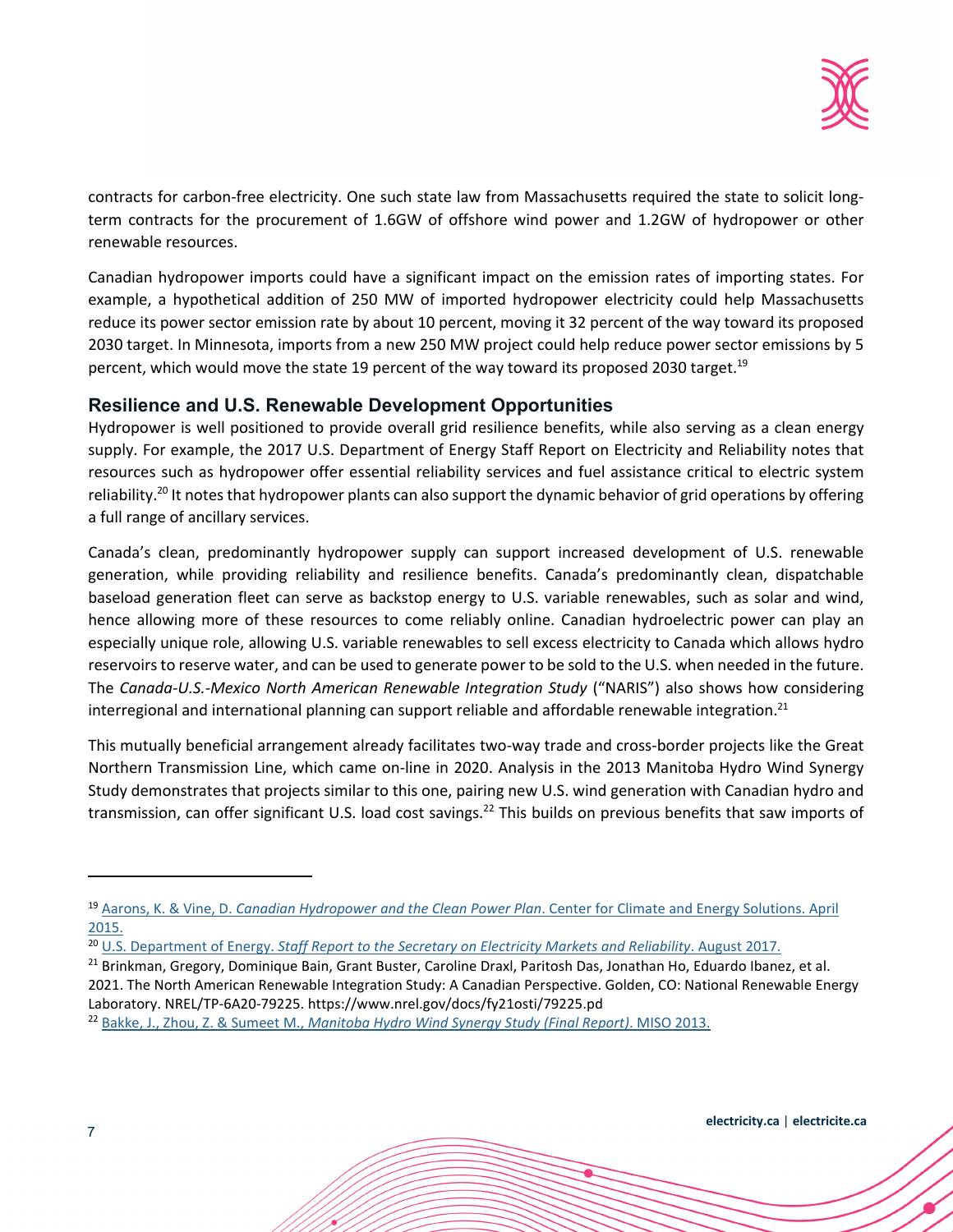contracts for carbon-free electricity. One such state law from Massachusetts required the state to solicit long-term contracts for the procurement of 1.6GW of offshore wind power and 1.2GW of hydropower or other renewable resources.

Canadian hydropower imports could have a significant impact on the emission rates of importing states. For example, a hypothetical addition of 250 MW of imported hydropower electricity could help Massachusetts reduce its power sector emission rate by about 10 percent, moving it 32 percent of the way toward its proposed 2030 target. In Minnesota, imports from a new 250 MW project could help reduce power sector emissions by 5 percent, which would move the state 19 percent of the way toward its proposed 2030 target.[19]

## Resilience and U.S. Renewable Development Opportunities

Hydropower is well positioned to provide overall grid resilience benefits, while also serving as a clean energy supply. For example, the 2017 U.S. Department of Energy Staff Report on Electricity and Reliability notes that resources such as hydropower offer essential reliability services and fuel assistance critical to electric system reliability.[20] It notes that hydropower plants can also support the dynamic behavior of grid operations by offering a full range of ancillary services.

Canada's clean, predominantly hydropower supply can support increased development of U.S. renewable generation, while providing reliability and resilience benefits. Canada's predominantly clean, dispatchable baseload generation fleet can serve as backstop energy to U.S. variable renewables, such as solar and wind, hence allowing more of these resources to come reliably online. Canadian hydroelectric power can play an especially unique role, allowing U.S. variable renewables to sell excess electricity to Canada which allows hydro reservoirs to reserve water, and can be used to generate power to be sold to the U.S. when needed in the future. The *Canada-U.S.-Mexico North American Renewable Integration Study* ("NARIS") also shows how considering interregional and international planning can support reliable and affordable renewable integration.[21]

This mutually beneficial arrangement already facilitates two-way trade and cross-border projects like the Great Northern Transmission Line, which came on-line in 2020. Analysis in the 2013 Manitoba Hydro Wind Synergy Study demonstrates that projects similar to this one, pairing new U.S. wind generation with Canadian hydro and transmission, can offer significant U.S. load cost savings.[22] This builds on previous benefits that saw imports of

---

[19] Aarons, K. & Vine, D. *Canadian Hydropower and the Clean Power Plan*. Center for Climate and Energy Solutions. April 2015.

[20] U.S. Department of Energy. *Staff Report to the Secretary on Electricity Markets and Reliability*. August 2017.

[21] Brinkman, Gregory, Dominique Bain, Grant Buster, Caroline Draxl, Paritosh Das, Jonathan Ho, Eduardo Ibanez, et al. 2021. The North American Renewable Integration Study: A Canadian Perspective. Golden, CO: National Renewable Energy Laboratory. NREL/TP-6A20-79225. https://www.nrel.gov/docs/fy21osti/79225.pd

[22] Bakke, J., Zhou, Z. & Sumeet M., *Manitoba Hydro Wind Synergy Study (Final Report)*. MISO 2013.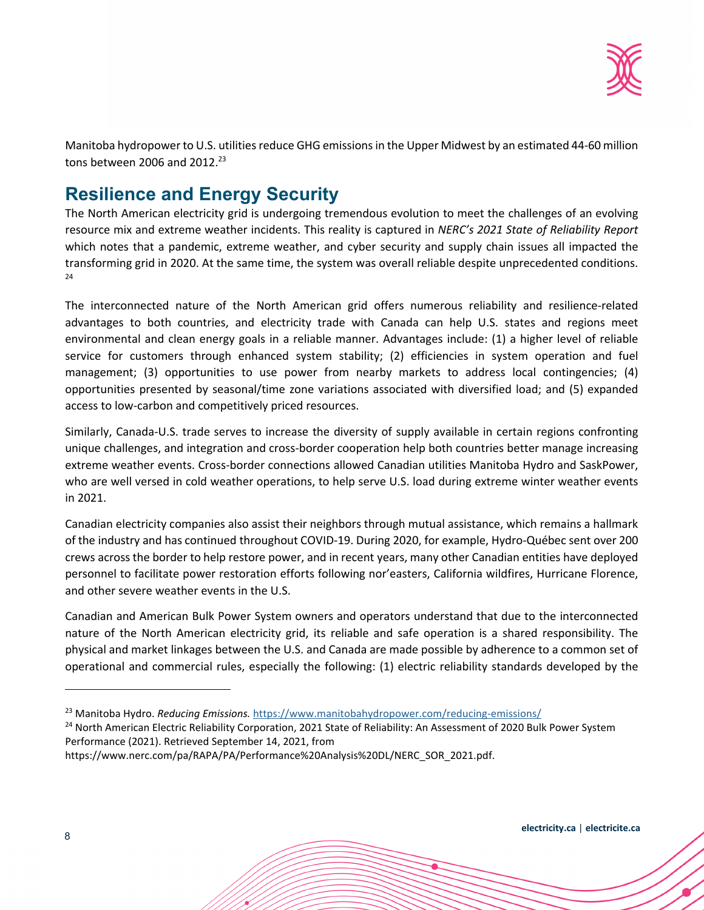Manitoba hydropower to U.S. utilities reduce GHG emissions in the Upper Midwest by an estimated 44-60 million tons between 2006 and 2012.[23]

## Resilience and Energy Security

The North American electricity grid is undergoing tremendous evolution to meet the challenges of an evolving resource mix and extreme weather incidents. This reality is captured in *NERC's 2021 State of Reliability Report* which notes that a pandemic, extreme weather, and cyber security and supply chain issues all impacted the transforming grid in 2020. At the same time, the system was overall reliable despite unprecedented conditions.[24]

The interconnected nature of the North American grid offers numerous reliability and resilience-related advantages to both countries, and electricity trade with Canada can help U.S. states and regions meet environmental and clean energy goals in a reliable manner. Advantages include: (1) a higher level of reliable service for customers through enhanced system stability; (2) efficiencies in system operation and fuel management; (3) opportunities to use power from nearby markets to address local contingencies; (4) opportunities presented by seasonal/time zone variations associated with diversified load; and (5) expanded access to low-carbon and competitively priced resources.

Similarly, Canada-U.S. trade serves to increase the diversity of supply available in certain regions confronting unique challenges, and integration and cross-border cooperation help both countries better manage increasing extreme weather events. Cross-border connections allowed Canadian utilities Manitoba Hydro and SaskPower, who are well versed in cold weather operations, to help serve U.S. load during extreme winter weather events in 2021.

Canadian electricity companies also assist their neighbors through mutual assistance, which remains a hallmark of the industry and has continued throughout COVID-19. During 2020, for example, Hydro-Québec sent over 200 crews across the border to help restore power, and in recent years, many other Canadian entities have deployed personnel to facilitate power restoration efforts following nor'easters, California wildfires, Hurricane Florence, and other severe weather events in the U.S.

Canadian and American Bulk Power System owners and operators understand that due to the interconnected nature of the North American electricity grid, its reliable and safe operation is a shared responsibility. The physical and market linkages between the U.S. and Canada are made possible by adherence to a common set of operational and commercial rules, especially the following: (1) electric reliability standards developed by the

---

[23] Manitoba Hydro. *Reducing Emissions.* https://www.manitobahydropower.com/reducing-emissions/

[24] North American Electric Reliability Corporation, 2021 State of Reliability: An Assessment of 2020 Bulk Power System Performance (2021). Retrieved September 14, 2021, from https://www.nerc.com/pa/RAPA/PA/Performance%20Analysis%20DL/NERC_SOR_2021.pdf.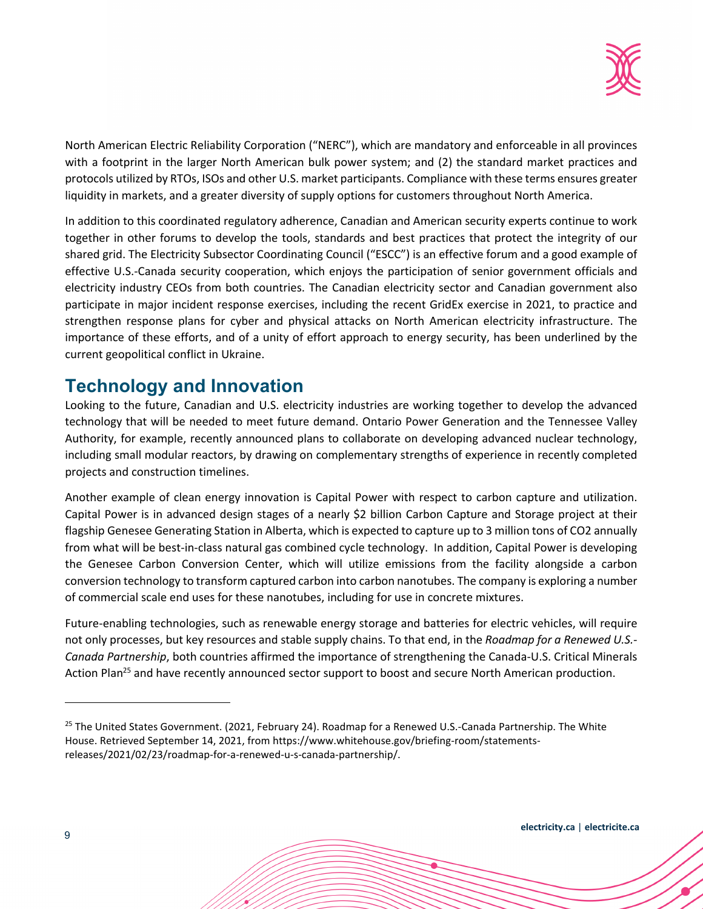North American Electric Reliability Corporation ("NERC"), which are mandatory and enforceable in all provinces with a footprint in the larger North American bulk power system; and (2) the standard market practices and protocols utilized by RTOs, ISOs and other U.S. market participants. Compliance with these terms ensures greater liquidity in markets, and a greater diversity of supply options for customers throughout North America.

In addition to this coordinated regulatory adherence, Canadian and American security experts continue to work together in other forums to develop the tools, standards and best practices that protect the integrity of our shared grid. The Electricity Subsector Coordinating Council ("ESCC") is an effective forum and a good example of effective U.S.-Canada security cooperation, which enjoys the participation of senior government officials and electricity industry CEOs from both countries. The Canadian electricity sector and Canadian government also participate in major incident response exercises, including the recent GridEx exercise in 2021, to practice and strengthen response plans for cyber and physical attacks on North American electricity infrastructure. The importance of these efforts, and of a unity of effort approach to energy security, has been underlined by the current geopolitical conflict in Ukraine.

## Technology and Innovation

Looking to the future, Canadian and U.S. electricity industries are working together to develop the advanced technology that will be needed to meet future demand. Ontario Power Generation and the Tennessee Valley Authority, for example, recently announced plans to collaborate on developing advanced nuclear technology, including small modular reactors, by drawing on complementary strengths of experience in recently completed projects and construction timelines.

Another example of clean energy innovation is Capital Power with respect to carbon capture and utilization. Capital Power is in advanced design stages of a nearly $2 billion Carbon Capture and Storage project at their flagship Genesee Generating Station in Alberta, which is expected to capture up to 3 million tons of $CO_2$ annually from what will be best-in-class natural gas combined cycle technology. In addition, Capital Power is developing the Genesee Carbon Conversion Center, which will utilize emissions from the facility alongside a carbon conversion technology to transform captured carbon into carbon nanotubes. The company is exploring a number of commercial scale end uses for these nanotubes, including for use in concrete mixtures.

Future-enabling technologies, such as renewable energy storage and batteries for electric vehicles, will require not only processes, but key resources and stable supply chains. To that end, in the *Roadmap for a Renewed U.S.-Canada Partnership*, both countries affirmed the importance of strengthening the Canada-U.S. Critical Minerals Action Plan[25] and have recently announced sector support to boost and secure North American production.

---

[25] The United States Government. (2021, February 24). Roadmap for a Renewed U.S.-Canada Partnership. The White House. Retrieved September 14, 2021, from https://www.whitehouse.gov/briefing-room/statements-releases/2021/02/23/roadmap-for-a-renewed-u-s-canada-partnership/.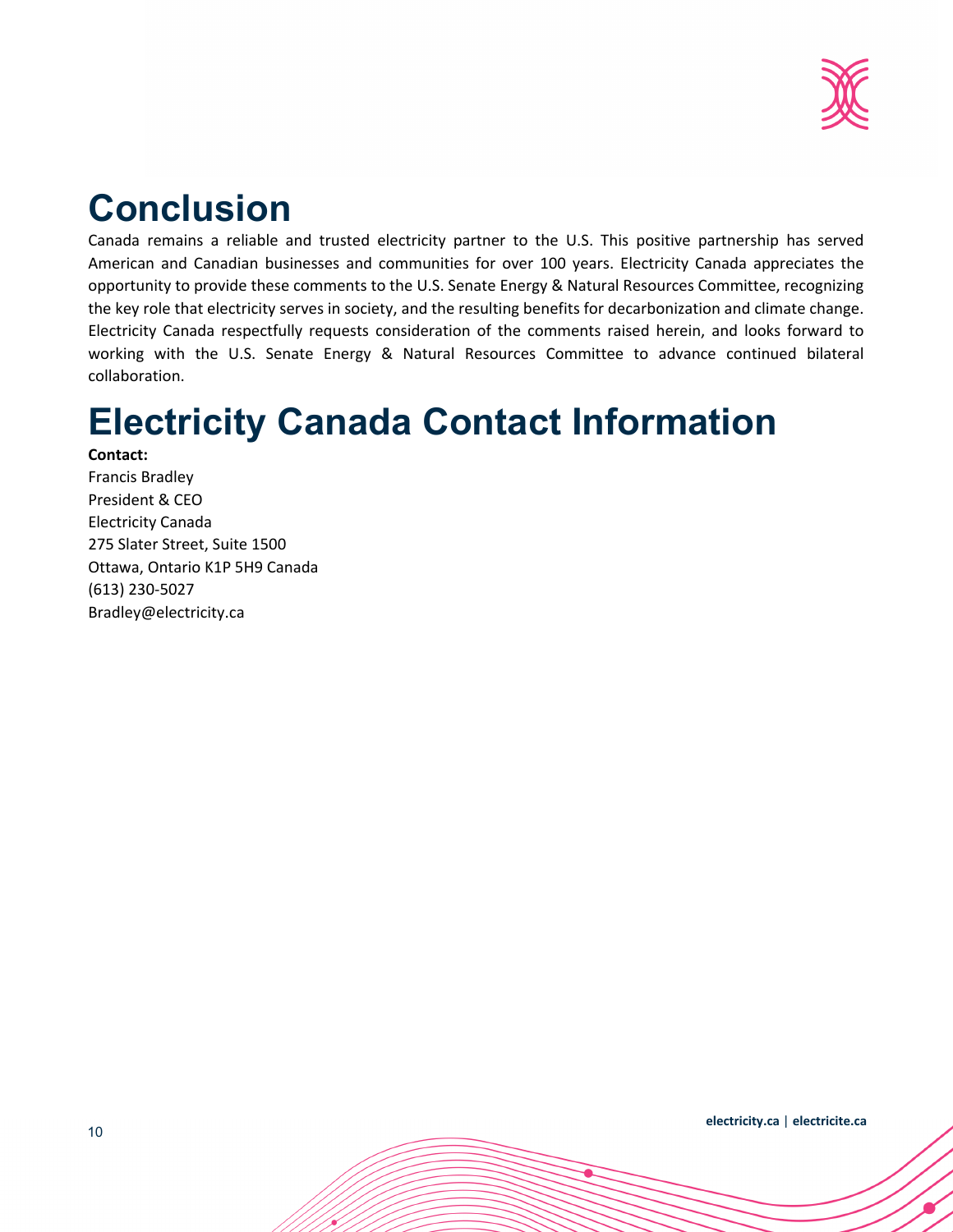# Conclusion

Canada remains a reliable and trusted electricity partner to the U.S. This positive partnership has served American and Canadian businesses and communities for over 100 years. Electricity Canada appreciates the opportunity to provide these comments to the U.S. Senate Energy & Natural Resources Committee, recognizing the key role that electricity serves in society, and the resulting benefits for decarbonization and climate change. Electricity Canada respectfully requests consideration of the comments raised herein, and looks forward to working with the U.S. Senate Energy & Natural Resources Committee to advance continued bilateral collaboration.

# Electricity Canada Contact Information

**Contact:**
Francis Bradley
President & CEO
Electricity Canada
275 Slater Street, Suite 1500
Ottawa, Ontario K1P 5H9 Canada
(613) 230-5027
Bradley@electricity.ca